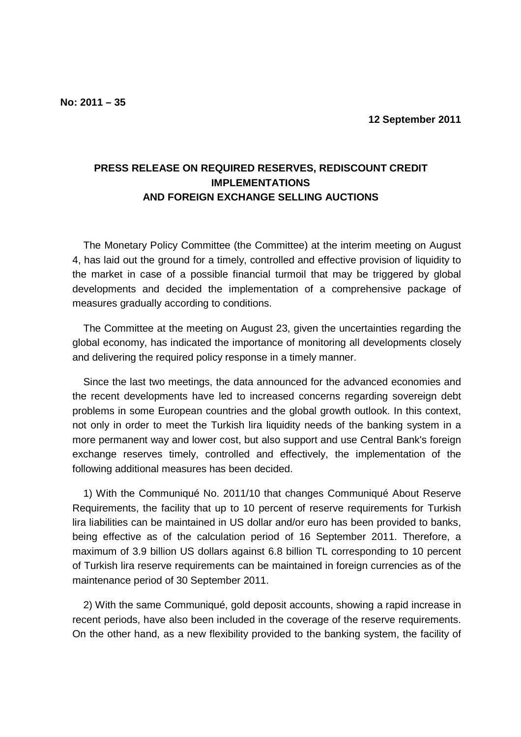**No: 2011 – 35**

**12 September 2011**

# PRESS RELEASE ON REQUIRED RESERVES, REDISCOUNT CREDIT IMPLEMENTATIONS AND FOREIGN EXCHANGE SELLING AUCTIONS

The Monetary Policy Committee (the Committee) at the interim meeting on August 4, has laid out the ground for a timely, controlled and effective provision of liquidity to the market in case of a possible financial turmoil that may be triggered by global developments and decided the implementation of a comprehensive package of measures gradually according to conditions.

The Committee at the meeting on August 23, given the uncertainties regarding the global economy, has indicated the importance of monitoring all developments closely and delivering the required policy response in a timely manner.

Since the last two meetings, the data announced for the advanced economies and the recent developments have led to increased concerns regarding sovereign debt problems in some European countries and the global growth outlook. In this context, not only in order to meet the Turkish lira liquidity needs of the banking system in a more permanent way and lower cost, but also support and use Central Bank's foreign exchange reserves timely, controlled and effectively, the implementation of the following additional measures has been decided.

1) With the Communiqué No. 2011/10 that changes Communiqué About Reserve Requirements, the facility that up to 10 percent of reserve requirements for Turkish lira liabilities can be maintained in US dollar and/or euro has been provided to banks, being effective as of the calculation period of 16 September 2011. Therefore, a maximum of 3.9 billion US dollars against 6.8 billion TL corresponding to 10 percent of Turkish lira reserve requirements can be maintained in foreign currencies as of the maintenance period of 30 September 2011.

2) With the same Communiqué, gold deposit accounts, showing a rapid increase in recent periods, have also been included in the coverage of the reserve requirements. On the other hand, as a new flexibility provided to the banking system, the facility of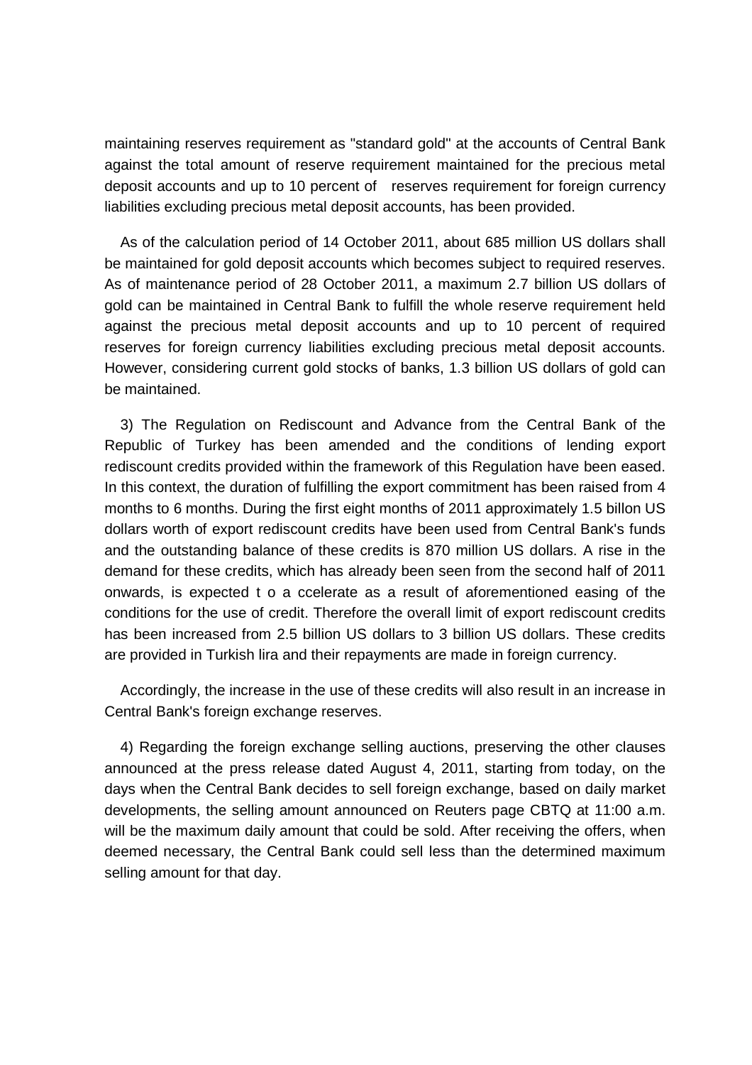maintaining reserves requirement as "standard gold" at the accounts of Central Bank against the total amount of reserve requirement maintained for the precious metal deposit accounts and up to 10 percent of reserves requirement for foreign currency liabilities excluding precious metal deposit accounts, has been provided.

As of the calculation period of 14 October 2011, about 685 million US dollars shall be maintained for gold deposit accounts which becomes subject to required reserves. As of maintenance period of 28 October 2011, a maximum 2.7 billion US dollars of gold can be maintained in Central Bank to fulfill the whole reserve requirement held against the precious metal deposit accounts and up to 10 percent of required reserves for foreign currency liabilities excluding precious metal deposit accounts. However, considering current gold stocks of banks, 1.3 billion US dollars of gold can be maintained.

3) The Regulation on Rediscount and Advance from the Central Bank of the Republic of Turkey has been amended and the conditions of lending export rediscount credits provided within the framework of this Regulation have been eased. In this context, the duration of fulfilling the export commitment has been raised from 4 months to 6 months. During the first eight months of 2011 approximately 1.5 billon US dollars worth of export rediscount credits have been used from Central Bank's funds and the outstanding balance of these credits is 870 million US dollars. A rise in the demand for these credits, which has already been seen from the second half of 2011 onwards, is expected t o a ccelerate as a result of aforementioned easing of the conditions for the use of credit. Therefore the overall limit of export rediscount credits has been increased from 2.5 billion US dollars to 3 billion US dollars. These credits are provided in Turkish lira and their repayments are made in foreign currency.

Accordingly, the increase in the use of these credits will also result in an increase in Central Bank's foreign exchange reserves.

4) Regarding the foreign exchange selling auctions, preserving the other clauses announced at the press release dated August 4, 2011, starting from today, on the days when the Central Bank decides to sell foreign exchange, based on daily market developments, the selling amount announced on Reuters page CBTQ at 11:00 a.m. will be the maximum daily amount that could be sold. After receiving the offers, when deemed necessary, the Central Bank could sell less than the determined maximum selling amount for that day.